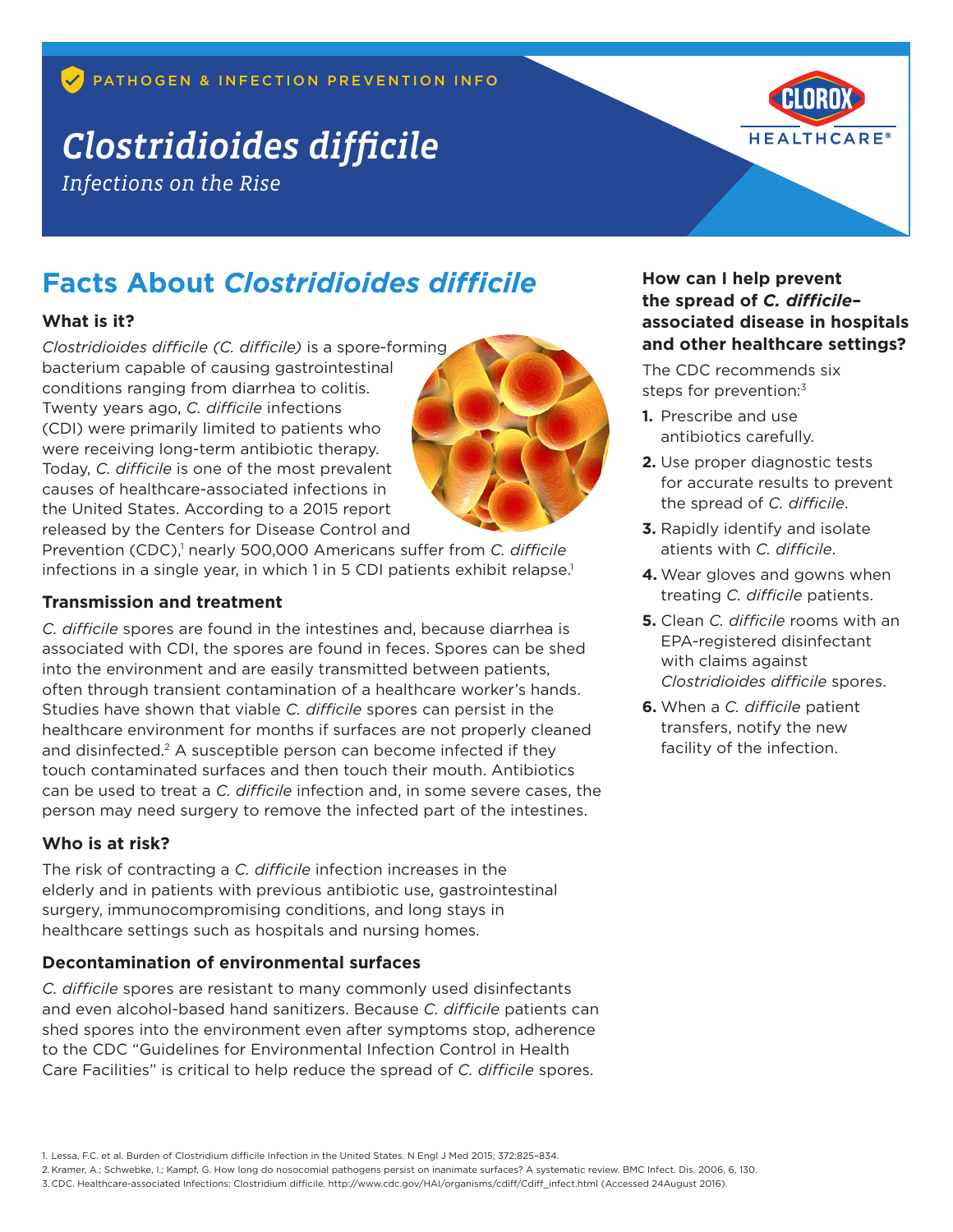PATHOGEN & INFECTION PREVENTION INFO

# *Clostridioides difficile*

*Infections on the Rise*

## Facts About *Clostridioides difficile*

### What is it?

*Clostridioides difficile (C. difficile)* is a spore-forming bacterium capable of causing gastrointestinal conditions ranging from diarrhea to colitis. Twenty years ago, *C. difficile* infections (CDI) were primarily limited to patients who were receiving long-term antibiotic therapy. Today, *C. difficile* is one of the most prevalent causes of healthcare-associated infections in the United States. According to a 2015 report released by the Centers for Disease Control and Prevention (CDC),[1] nearly 500,000 Americans suffer from *C. difficile* infections in a single year, in which 1 in 5 CDI patients exhibit relapse.[1]

### Transmission and treatment

*C. difficile* spores are found in the intestines and, because diarrhea is associated with CDI, the spores are found in feces. Spores can be shed into the environment and are easily transmitted between patients, often through transient contamination of a healthcare worker's hands. Studies have shown that viable *C. difficile* spores can persist in the healthcare environment for months if surfaces are not properly cleaned and disinfected.[2] A susceptible person can become infected if they touch contaminated surfaces and then touch their mouth. Antibiotics can be used to treat a *C. difficile* infection and, in some severe cases, the person may need surgery to remove the infected part of the intestines.

### Who is at risk?

The risk of contracting a *C. difficile* infection increases in the elderly and in patients with previous antibiotic use, gastrointestinal surgery, immunocompromising conditions, and long stays in healthcare settings such as hospitals and nursing homes.

### Decontamination of environmental surfaces

*C. difficile* spores are resistant to many commonly used disinfectants and even alcohol-based hand sanitizers. Because *C. difficile* patients can shed spores into the environment even after symptoms stop, adherence to the CDC "Guidelines for Environmental Infection Control in Health Care Facilities" is critical to help reduce the spread of *C. difficile* spores.

### How can I help prevent the spread of *C. difficile*–associated disease in hospitals and other healthcare settings?

The CDC recommends six steps for prevention:[3]

1. Prescribe and use antibiotics carefully.
2. Use proper diagnostic tests for accurate results to prevent the spread of *C. difficile*.
3. Rapidly identify and isolate atients with *C. difficile*.
4. Wear gloves and gowns when treating *C. difficile* patients.
5. Clean *C. difficile* rooms with an EPA-registered disinfectant with claims against *Clostridioides difficile* spores.
6. When a *C. difficile* patient transfers, notify the new facility of the infection.

---

1. Lessa, F.C. et al. Burden of Clostridium difficile Infection in the United States. N Engl J Med 2015; 372:825–834.
2. Kramer, A.; Schwebke, I.; Kampf, G. How long do nosocomial pathogens persist on inanimate surfaces? A systematic review. BMC Infect. Dis. 2006, 6, 130.
3. CDC. Healthcare-associated Infections: Clostridium difficile. http://www.cdc.gov/HAI/organisms/cdiff/Cdiff_infect.html (Accessed 24August 2016).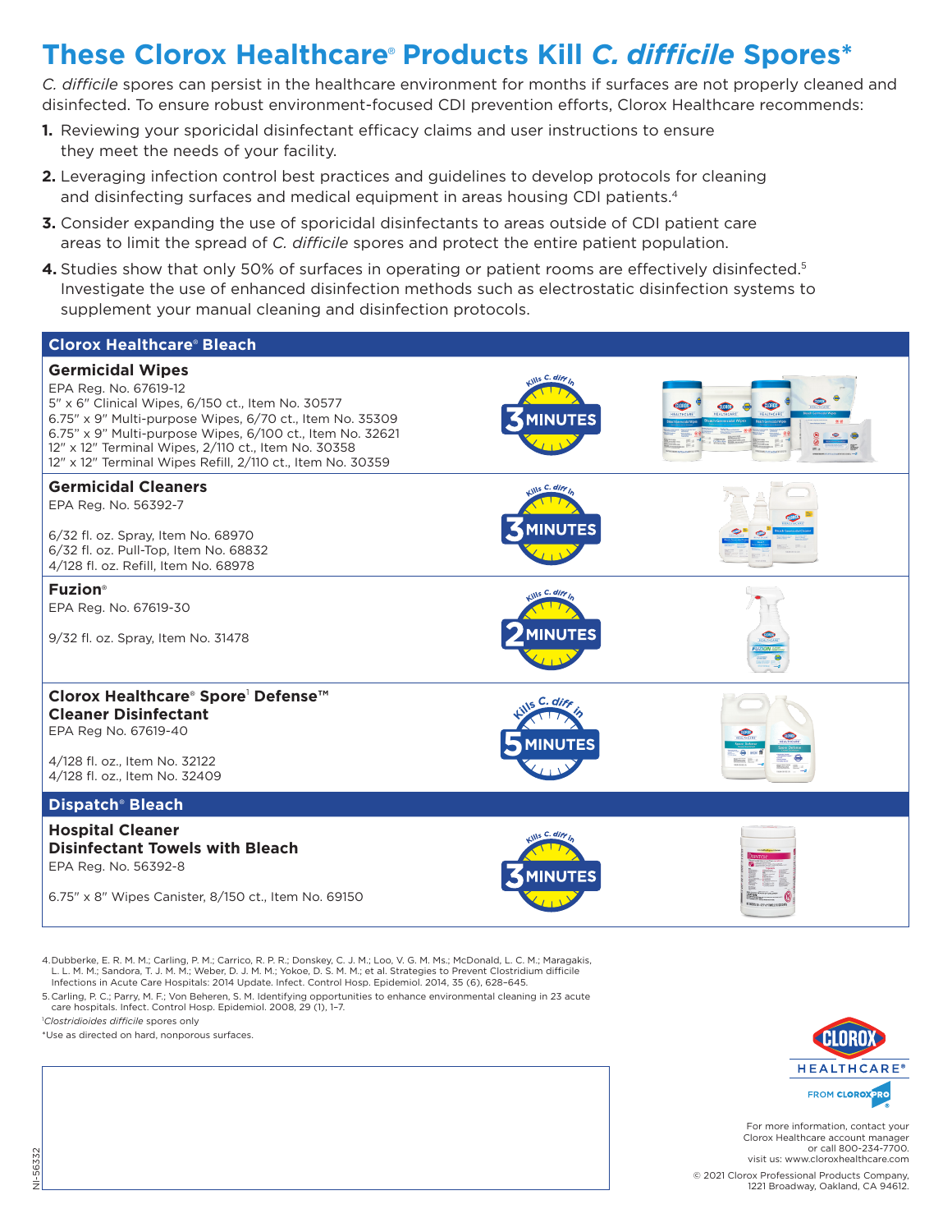# These Clorox Healthcare® Products Kill *C. difficile* Spores*

*C. difficile* spores can persist in the healthcare environment for months if surfaces are not properly cleaned and disinfected. To ensure robust environment-focused CDI prevention efforts, Clorox Healthcare recommends:

1. Reviewing your sporicidal disinfectant efficacy claims and user instructions to ensure they meet the needs of your facility.
2. Leveraging infection control best practices and guidelines to develop protocols for cleaning and disinfecting surfaces and medical equipment in areas housing CDI patients.[4]
3. Consider expanding the use of sporicidal disinfectants to areas outside of CDI patient care areas to limit the spread of *C. difficile* spores and protect the entire patient population.
4. Studies show that only 50% of surfaces in operating or patient rooms are effectively disinfected.[5] Investigate the use of enhanced disinfection methods such as electrostatic disinfection systems to supplement your manual cleaning and disinfection protocols.

## Clorox Healthcare® Bleach

**Germicidal Wipes**
EPA Reg. No. 67619-12
5" x 6" Clinical Wipes, 6/150 ct., Item No. 30577
6.75" x 9" Multi-purpose Wipes, 6/70 ct., Item No. 35309
6.75" x 9" Multi-purpose Wipes, 6/100 ct., Item No. 32621
12" x 12" Terminal Wipes, 2/110 ct., Item No. 30358
12" x 12" Terminal Wipes Refill, 2/110 ct., Item No. 30359

Kills C. diff in 3 MINUTES

**Germicidal Cleaners**
EPA Reg. No. 56392-7

6/32 fl. oz. Spray, Item No. 68970
6/32 fl. oz. Pull-Top, Item No. 68832
4/128 fl. oz. Refill, Item No. 68978

Kills C. diff in 3 MINUTES

**Fuzion®**
EPA Reg. No. 67619-30

9/32 fl. oz. Spray, Item No. 31478

Kills C. diff in 2 MINUTES

**Clorox Healthcare® Spore[1] Defense™ Cleaner Disinfectant**
EPA Reg No. 67619-40

4/128 fl. oz., Item No. 32122
4/128 fl. oz., Item No. 32409

Kills C. diff in 5 MINUTES

## Dispatch® Bleach

**Hospital Cleaner Disinfectant Towels with Bleach**
EPA Reg. No. 56392-8

6.75" x 8" Wipes Canister, 8/150 ct., Item No. 69150

Kills C. diff in 3 MINUTES

4. Dubberke, E. R. M. M.; Carling, P. M.; Carrico, R. P. R.; Donskey, C. J. M.; Loo, V. G. M. Ms.; McDonald, L. C. M.; Maragakis, L. L. M. M.; Sandora, T. J. M. M.; Weber, D. J. M. M.; Yokoe, D. S. M. M.; et al. Strategies to Prevent Clostridium difficile Infections in Acute Care Hospitals: 2014 Update. Infect. Control Hosp. Epidemiol. 2014, 35 (6), 628–645.
5. Carling, P. C.; Parry, M. F.; Von Beheren, S. M. Identifying opportunities to enhance environmental cleaning in 23 acute care hospitals. Infect. Control Hosp. Epidemiol. 2008, 29 (1), 1–7.

[1]*Clostridioides difficile* spores only

*Use as directed on hard, nonporous surfaces.

NI-56332

CLOROX HEALTHCARE® FROM CLOROX PRO

For more information, contact your Clorox Healthcare account manager or call 800-234-7700. visit us: www.cloroxhealthcare.com

© 2021 Clorox Professional Products Company, 1221 Broadway, Oakland, CA 94612.